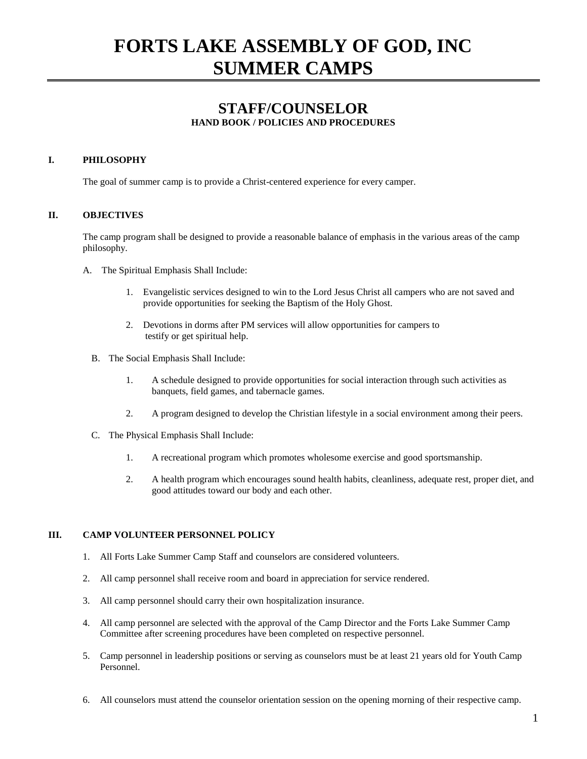# FORTS LAKE ASSEMBLY OF GOD, INC SUMMER CAMPS

## STAFF/COUNSELOR

**HAND BOOK / POLICIES AND PROCEDURES**

### I. PHILOSOPHY

The goal of summer camp is to provide a Christ-centered experience for every camper.

### II. OBJECTIVES

The camp program shall be designed to provide a reasonable balance of emphasis in the various areas of the camp philosophy.

A. The Spiritual Emphasis Shall Include:

1. Evangelistic services designed to win to the Lord Jesus Christ all campers who are not saved and provide opportunities for seeking the Baptism of the Holy Ghost.
2. Devotions in dorms after PM services will allow opportunities for campers to testify or get spiritual help.

B. The Social Emphasis Shall Include:

1. A schedule designed to provide opportunities for social interaction through such activities as banquets, field games, and tabernacle games.
2. A program designed to develop the Christian lifestyle in a social environment among their peers.

C. The Physical Emphasis Shall Include:

1. A recreational program which promotes wholesome exercise and good sportsmanship.
2. A health program which encourages sound health habits, cleanliness, adequate rest, proper diet, and good attitudes toward our body and each other.

### III. CAMP VOLUNTEER PERSONNEL POLICY

1. All Forts Lake Summer Camp Staff and counselors are considered volunteers.
2. All camp personnel shall receive room and board in appreciation for service rendered.
3. All camp personnel should carry their own hospitalization insurance.
4. All camp personnel are selected with the approval of the Camp Director and the Forts Lake Summer Camp Committee after screening procedures have been completed on respective personnel.
5. Camp personnel in leadership positions or serving as counselors must be at least 21 years old for Youth Camp Personnel.
6. All counselors must attend the counselor orientation session on the opening morning of their respective camp.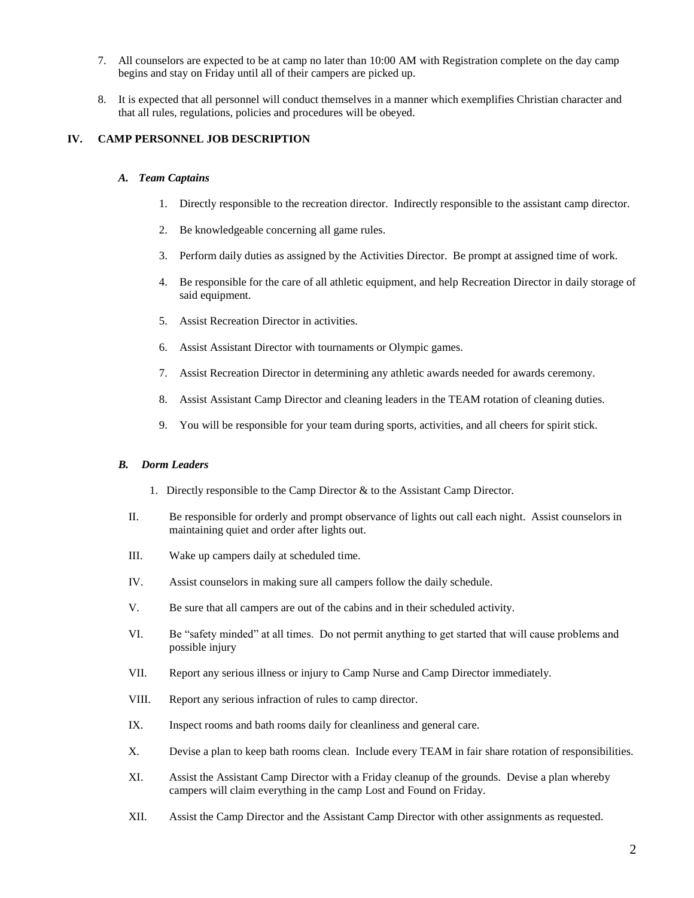7. All counselors are expected to be at camp no later than 10:00 AM with Registration complete on the day camp begins and stay on Friday until all of their campers are picked up.

8. It is expected that all personnel will conduct themselves in a manner which exemplifies Christian character and that all rules, regulations, policies and procedures will be obeyed.

## IV. CAMP PERSONNEL JOB DESCRIPTION

### *A. Team Captains*

1. Directly responsible to the recreation director. Indirectly responsible to the assistant camp director.
2. Be knowledgeable concerning all game rules.
3. Perform daily duties as assigned by the Activities Director. Be prompt at assigned time of work.
4. Be responsible for the care of all athletic equipment, and help Recreation Director in daily storage of said equipment.
5. Assist Recreation Director in activities.
6. Assist Assistant Director with tournaments or Olympic games.
7. Assist Recreation Director in determining any athletic awards needed for awards ceremony.
8. Assist Assistant Camp Director and cleaning leaders in the TEAM rotation of cleaning duties.
9. You will be responsible for your team during sports, activities, and all cheers for spirit stick.

### *B. Dorm Leaders*

1. Directly responsible to the Camp Director & to the Assistant Camp Director.

II. Be responsible for orderly and prompt observance of lights out call each night. Assist counselors in maintaining quiet and order after lights out.

III. Wake up campers daily at scheduled time.

IV. Assist counselors in making sure all campers follow the daily schedule.

V. Be sure that all campers are out of the cabins and in their scheduled activity.

VI. Be "safety minded" at all times. Do not permit anything to get started that will cause problems and possible injury

VII. Report any serious illness or injury to Camp Nurse and Camp Director immediately.

VIII. Report any serious infraction of rules to camp director.

IX. Inspect rooms and bath rooms daily for cleanliness and general care.

X. Devise a plan to keep bath rooms clean. Include every TEAM in fair share rotation of responsibilities.

XI. Assist the Assistant Camp Director with a Friday cleanup of the grounds. Devise a plan whereby campers will claim everything in the camp Lost and Found on Friday.

XII. Assist the Camp Director and the Assistant Camp Director with other assignments as requested.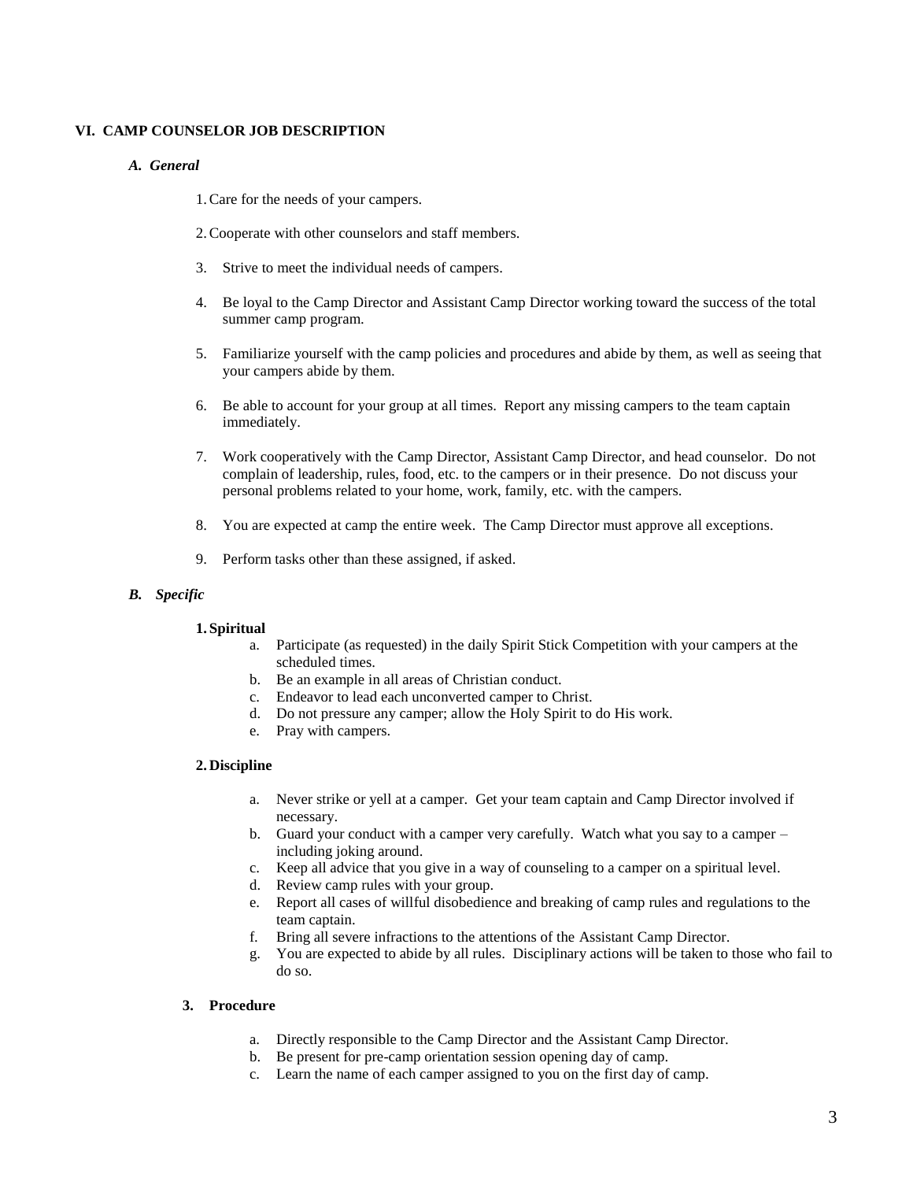## VI. CAMP COUNSELOR JOB DESCRIPTION

### *A. General*

1. Care for the needs of your campers.
2. Cooperate with other counselors and staff members.
3. Strive to meet the individual needs of campers.
4. Be loyal to the Camp Director and Assistant Camp Director working toward the success of the total summer camp program.
5. Familiarize yourself with the camp policies and procedures and abide by them, as well as seeing that your campers abide by them.
6. Be able to account for your group at all times. Report any missing campers to the team captain immediately.
7. Work cooperatively with the Camp Director, Assistant Camp Director, and head counselor. Do not complain of leadership, rules, food, etc. to the campers or in their presence. Do not discuss your personal problems related to your home, work, family, etc. with the campers.
8. You are expected at camp the entire week. The Camp Director must approve all exceptions.
9. Perform tasks other than these assigned, if asked.

### *B. Specific*

**1. Spiritual**

a. Participate (as requested) in the daily Spirit Stick Competition with your campers at the scheduled times.
b. Be an example in all areas of Christian conduct.
c. Endeavor to lead each unconverted camper to Christ.
d. Do not pressure any camper; allow the Holy Spirit to do His work.
e. Pray with campers.

**2. Discipline**

a. Never strike or yell at a camper. Get your team captain and Camp Director involved if necessary.
b. Guard your conduct with a camper very carefully. Watch what you say to a camper – including joking around.
c. Keep all advice that you give in a way of counseling to a camper on a spiritual level.
d. Review camp rules with your group.
e. Report all cases of willful disobedience and breaking of camp rules and regulations to the team captain.
f. Bring all severe infractions to the attentions of the Assistant Camp Director.
g. You are expected to abide by all rules. Disciplinary actions will be taken to those who fail to do so.

**3. Procedure**

a. Directly responsible to the Camp Director and the Assistant Camp Director.
b. Be present for pre-camp orientation session opening day of camp.
c. Learn the name of each camper assigned to you on the first day of camp.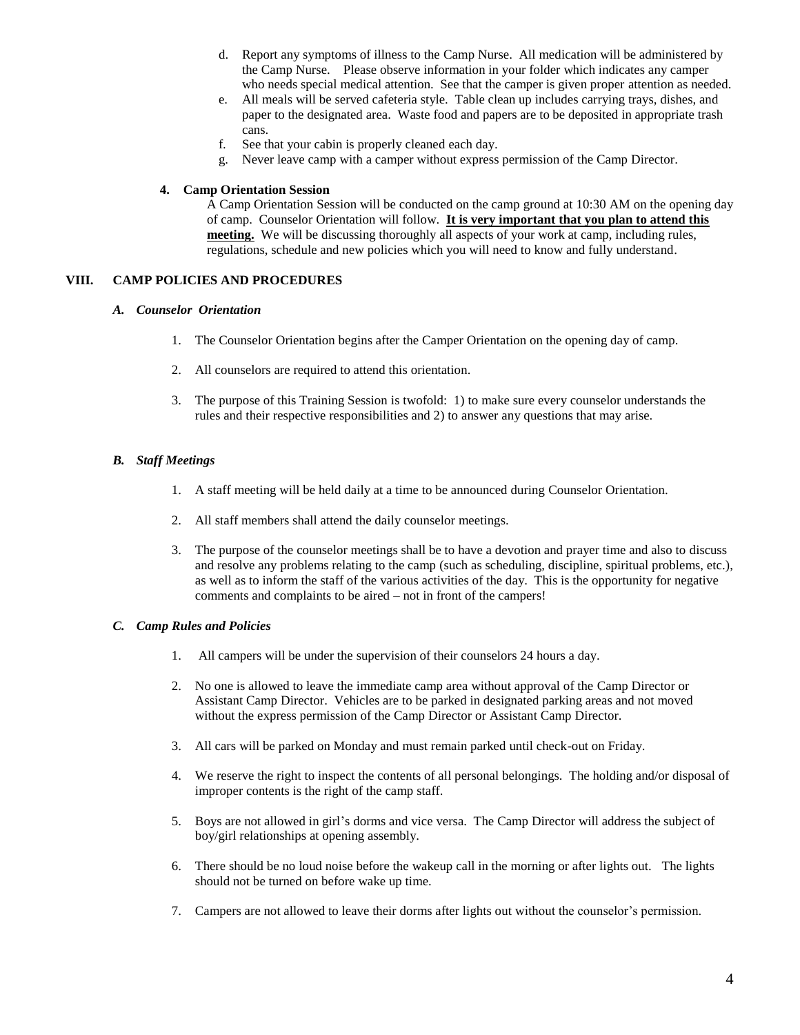d. Report any symptoms of illness to the Camp Nurse. All medication will be administered by the Camp Nurse. Please observe information in your folder which indicates any camper who needs special medical attention. See that the camper is given proper attention as needed.
e. All meals will be served cafeteria style. Table clean up includes carrying trays, dishes, and paper to the designated area. Waste food and papers are to be deposited in appropriate trash cans.
f. See that your cabin is properly cleaned each day.
g. Never leave camp with a camper without express permission of the Camp Director.

**4. Camp Orientation Session**

A Camp Orientation Session will be conducted on the camp ground at 10:30 AM on the opening day of camp. Counselor Orientation will follow. **<u>It is very important that you plan to attend this meeting.</u>** We will be discussing thoroughly all aspects of your work at camp, including rules, regulations, schedule and new policies which you will need to know and fully understand.

## VIII. CAMP POLICIES AND PROCEDURES

### *A. Counselor Orientation*

1. The Counselor Orientation begins after the Camper Orientation on the opening day of camp.
2. All counselors are required to attend this orientation.
3. The purpose of this Training Session is twofold: 1) to make sure every counselor understands the rules and their respective responsibilities and 2) to answer any questions that may arise.

### *B. Staff Meetings*

1. A staff meeting will be held daily at a time to be announced during Counselor Orientation.
2. All staff members shall attend the daily counselor meetings.
3. The purpose of the counselor meetings shall be to have a devotion and prayer time and also to discuss and resolve any problems relating to the camp (such as scheduling, discipline, spiritual problems, etc.), as well as to inform the staff of the various activities of the day. This is the opportunity for negative comments and complaints to be aired – not in front of the campers!

### *C. Camp Rules and Policies*

1. All campers will be under the supervision of their counselors 24 hours a day.
2. No one is allowed to leave the immediate camp area without approval of the Camp Director or Assistant Camp Director. Vehicles are to be parked in designated parking areas and not moved without the express permission of the Camp Director or Assistant Camp Director.
3. All cars will be parked on Monday and must remain parked until check-out on Friday.
4. We reserve the right to inspect the contents of all personal belongings. The holding and/or disposal of improper contents is the right of the camp staff.
5. Boys are not allowed in girl's dorms and vice versa. The Camp Director will address the subject of boy/girl relationships at opening assembly.
6. There should be no loud noise before the wakeup call in the morning or after lights out. The lights should not be turned on before wake up time.
7. Campers are not allowed to leave their dorms after lights out without the counselor's permission.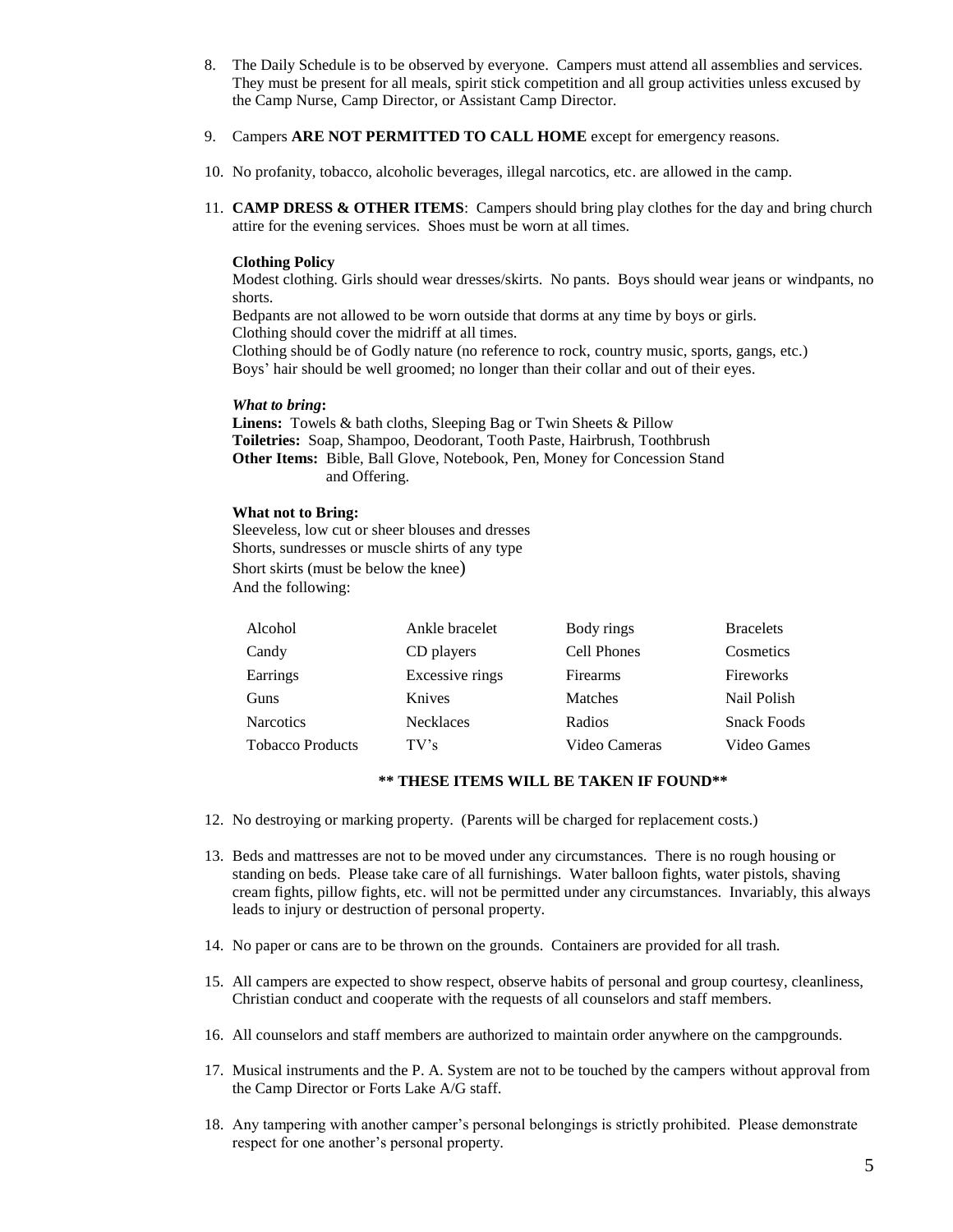8. The Daily Schedule is to be observed by everyone. Campers must attend all assemblies and services. They must be present for all meals, spirit stick competition and all group activities unless excused by the Camp Nurse, Camp Director, or Assistant Camp Director.

9. Campers **ARE NOT PERMITTED TO CALL HOME** except for emergency reasons.

10. No profanity, tobacco, alcoholic beverages, illegal narcotics, etc. are allowed in the camp.

11. **CAMP DRESS & OTHER ITEMS**: Campers should bring play clothes for the day and bring church attire for the evening services. Shoes must be worn at all times.

    **Clothing Policy**
    Modest clothing. Girls should wear dresses/skirts. No pants. Boys should wear jeans or windpants, no shorts.
    Bedpants are not allowed to be worn outside that dorms at any time by boys or girls.
    Clothing should cover the midriff at all times.
    Clothing should be of Godly nature (no reference to rock, country music, sports, gangs, etc.)
    Boys' hair should be well groomed; no longer than their collar and out of their eyes.

    ***What to bring*:**
    **Linens:** Towels & bath cloths, Sleeping Bag or Twin Sheets & Pillow
    **Toiletries:** Soap, Shampoo, Deodorant, Tooth Paste, Hairbrush, Toothbrush
    **Other Items:** Bible, Ball Glove, Notebook, Pen, Money for Concession Stand and Offering.

    **What not to Bring:**
    Sleeveless, low cut or sheer blouses and dresses
    Shorts, sundresses or muscle shirts of any type
    Short skirts (must be below the knee)
    And the following:

    | | | | |
    |---|---|---|---|
    | Alcohol | Ankle bracelet | Body rings | Bracelets |
    | Candy | CD players | Cell Phones | Cosmetics |
    | Earrings | Excessive rings | Firearms | Fireworks |
    | Guns | Knives | Matches | Nail Polish |
    | Narcotics | Necklaces | Radios | Snack Foods |
    | Tobacco Products | TV's | Video Cameras | Video Games |

    **\*\* THESE ITEMS WILL BE TAKEN IF FOUND\*\***

12. No destroying or marking property. (Parents will be charged for replacement costs.)

13. Beds and mattresses are not to be moved under any circumstances. There is no rough housing or standing on beds. Please take care of all furnishings. Water balloon fights, water pistols, shaving cream fights, pillow fights, etc. will not be permitted under any circumstances. Invariably, this always leads to injury or destruction of personal property.

14. No paper or cans are to be thrown on the grounds. Containers are provided for all trash.

15. All campers are expected to show respect, observe habits of personal and group courtesy, cleanliness, Christian conduct and cooperate with the requests of all counselors and staff members.

16. All counselors and staff members are authorized to maintain order anywhere on the campgrounds.

17. Musical instruments and the P. A. System are not to be touched by the campers without approval from the Camp Director or Forts Lake A/G staff.

18. Any tampering with another camper's personal belongings is strictly prohibited. Please demonstrate respect for one another's personal property.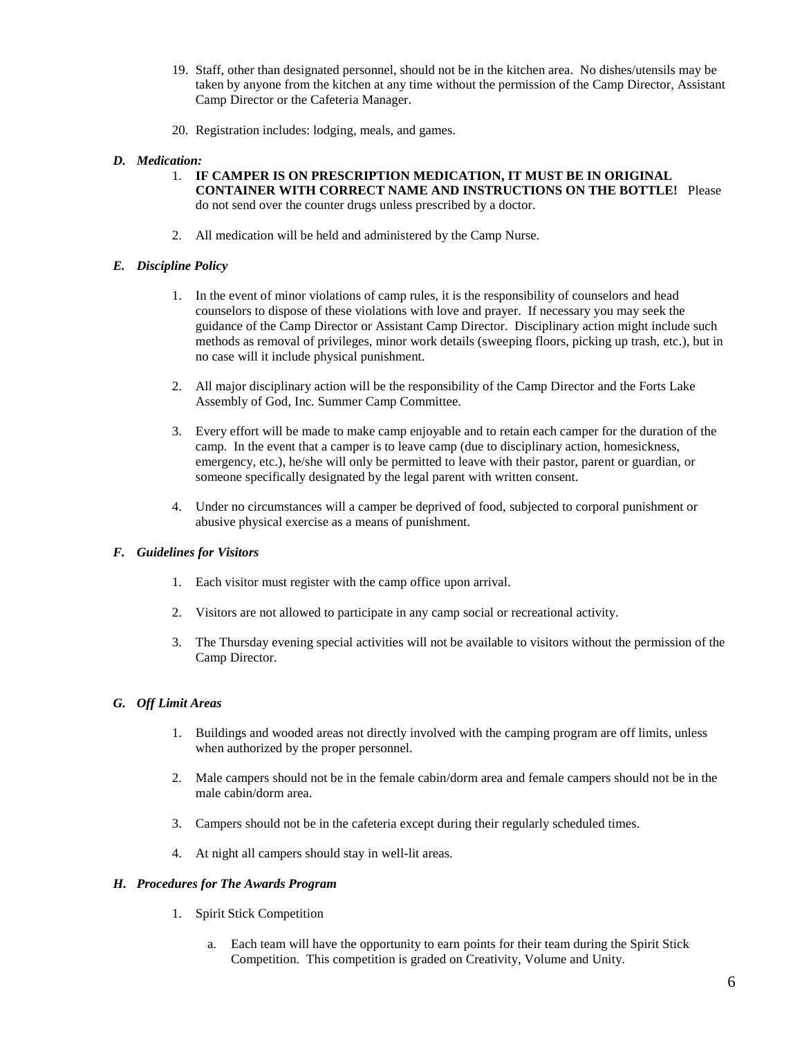19. Staff, other than designated personnel, should not be in the kitchen area. No dishes/utensils may be taken by anyone from the kitchen at any time without the permission of the Camp Director, Assistant Camp Director or the Cafeteria Manager.

20. Registration includes: lodging, meals, and games.

### *D. Medication:*

1. **IF CAMPER IS ON PRESCRIPTION MEDICATION, IT MUST BE IN ORIGINAL CONTAINER WITH CORRECT NAME AND INSTRUCTIONS ON THE BOTTLE!** Please do not send over the counter drugs unless prescribed by a doctor.

2. All medication will be held and administered by the Camp Nurse.

### *E. Discipline Policy*

1. In the event of minor violations of camp rules, it is the responsibility of counselors and head counselors to dispose of these violations with love and prayer. If necessary you may seek the guidance of the Camp Director or Assistant Camp Director. Disciplinary action might include such methods as removal of privileges, minor work details (sweeping floors, picking up trash, etc.), but in no case will it include physical punishment.

2. All major disciplinary action will be the responsibility of the Camp Director and the Forts Lake Assembly of God, Inc. Summer Camp Committee.

3. Every effort will be made to make camp enjoyable and to retain each camper for the duration of the camp. In the event that a camper is to leave camp (due to disciplinary action, homesickness, emergency, etc.), he/she will only be permitted to leave with their pastor, parent or guardian, or someone specifically designated by the legal parent with written consent.

4. Under no circumstances will a camper be deprived of food, subjected to corporal punishment or abusive physical exercise as a means of punishment.

### *F. Guidelines for Visitors*

1. Each visitor must register with the camp office upon arrival.

2. Visitors are not allowed to participate in any camp social or recreational activity.

3. The Thursday evening special activities will not be available to visitors without the permission of the Camp Director.

### *G. Off Limit Areas*

1. Buildings and wooded areas not directly involved with the camping program are off limits, unless when authorized by the proper personnel.

2. Male campers should not be in the female cabin/dorm area and female campers should not be in the male cabin/dorm area.

3. Campers should not be in the cafeteria except during their regularly scheduled times.

4. At night all campers should stay in well-lit areas.

### *H. Procedures for The Awards Program*

1. Spirit Stick Competition

   a. Each team will have the opportunity to earn points for their team during the Spirit Stick Competition. This competition is graded on Creativity, Volume and Unity.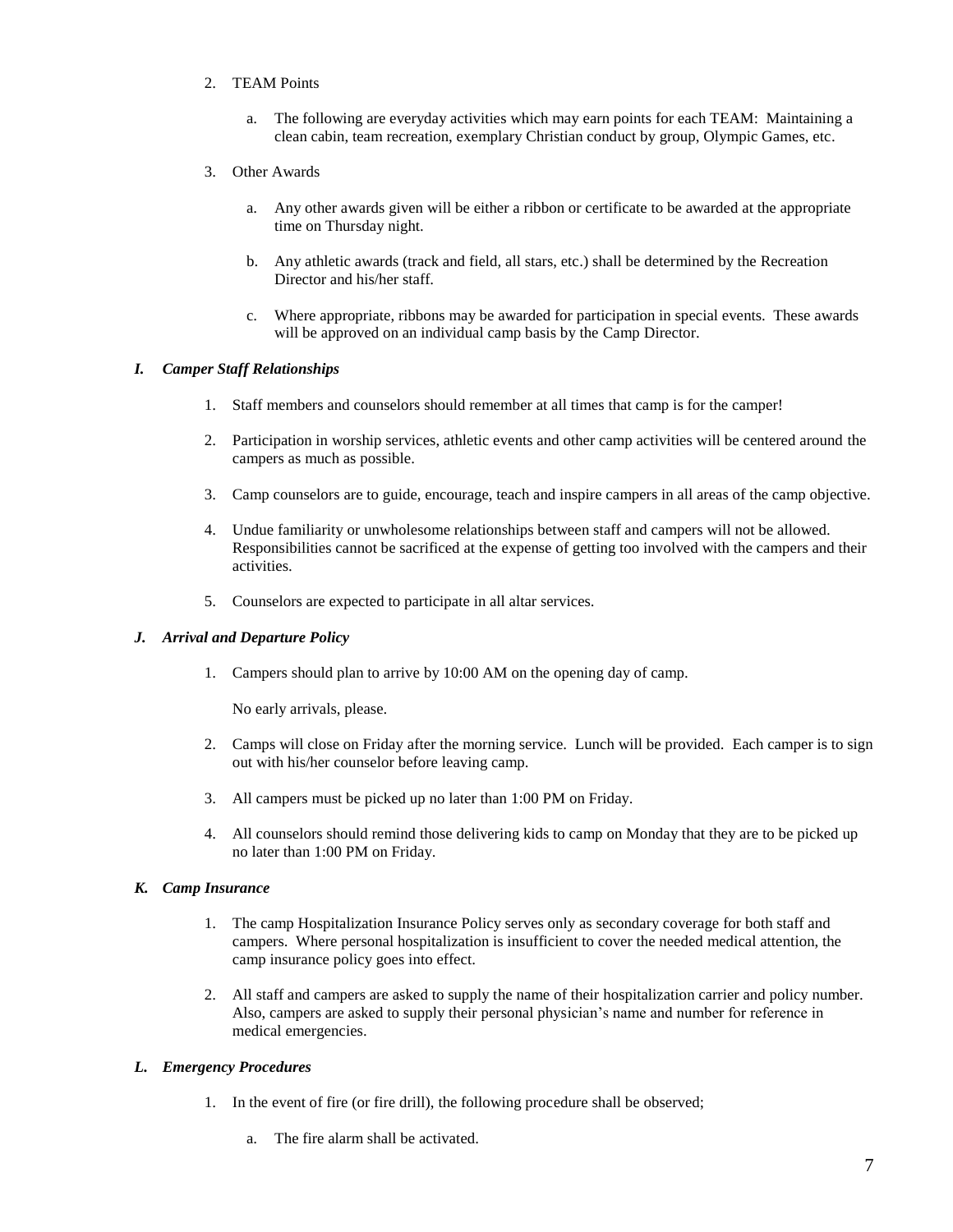2. TEAM Points

    a. The following are everyday activities which may earn points for each TEAM: Maintaining a clean cabin, team recreation, exemplary Christian conduct by group, Olympic Games, etc.

3. Other Awards

    a. Any other awards given will be either a ribbon or certificate to be awarded at the appropriate time on Thursday night.

    b. Any athletic awards (track and field, all stars, etc.) shall be determined by the Recreation Director and his/her staff.

    c. Where appropriate, ribbons may be awarded for participation in special events. These awards will be approved on an individual camp basis by the Camp Director.

### *I. Camper Staff Relationships*

1. Staff members and counselors should remember at all times that camp is for the camper!

2. Participation in worship services, athletic events and other camp activities will be centered around the campers as much as possible.

3. Camp counselors are to guide, encourage, teach and inspire campers in all areas of the camp objective.

4. Undue familiarity or unwholesome relationships between staff and campers will not be allowed. Responsibilities cannot be sacrificed at the expense of getting too involved with the campers and their activities.

5. Counselors are expected to participate in all altar services.

### *J. Arrival and Departure Policy*

1. Campers should plan to arrive by 10:00 AM on the opening day of camp.

    No early arrivals, please.

2. Camps will close on Friday after the morning service. Lunch will be provided. Each camper is to sign out with his/her counselor before leaving camp.

3. All campers must be picked up no later than 1:00 PM on Friday.

4. All counselors should remind those delivering kids to camp on Monday that they are to be picked up no later than 1:00 PM on Friday.

### *K. Camp Insurance*

1. The camp Hospitalization Insurance Policy serves only as secondary coverage for both staff and campers. Where personal hospitalization is insufficient to cover the needed medical attention, the camp insurance policy goes into effect.

2. All staff and campers are asked to supply the name of their hospitalization carrier and policy number. Also, campers are asked to supply their personal physician's name and number for reference in medical emergencies.

### *L. Emergency Procedures*

1. In the event of fire (or fire drill), the following procedure shall be observed;

    a. The fire alarm shall be activated.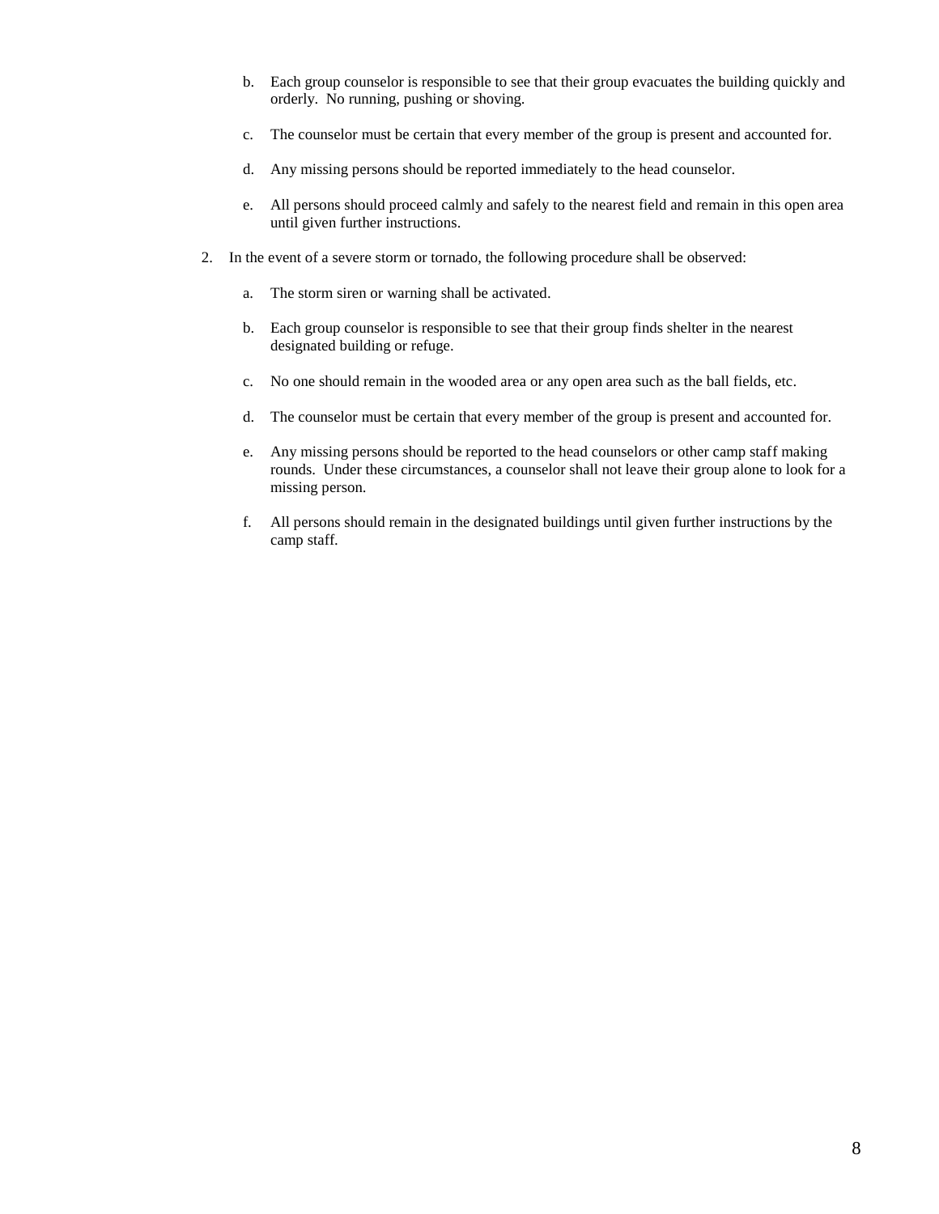b. Each group counselor is responsible to see that their group evacuates the building quickly and orderly. No running, pushing or shoving.

c. The counselor must be certain that every member of the group is present and accounted for.

d. Any missing persons should be reported immediately to the head counselor.

e. All persons should proceed calmly and safely to the nearest field and remain in this open area until given further instructions.

2. In the event of a severe storm or tornado, the following procedure shall be observed:

   a. The storm siren or warning shall be activated.

   b. Each group counselor is responsible to see that their group finds shelter in the nearest designated building or refuge.

   c. No one should remain in the wooded area or any open area such as the ball fields, etc.

   d. The counselor must be certain that every member of the group is present and accounted for.

   e. Any missing persons should be reported to the head counselors or other camp staff making rounds. Under these circumstances, a counselor shall not leave their group alone to look for a missing person.

   f. All persons should remain in the designated buildings until given further instructions by the camp staff.